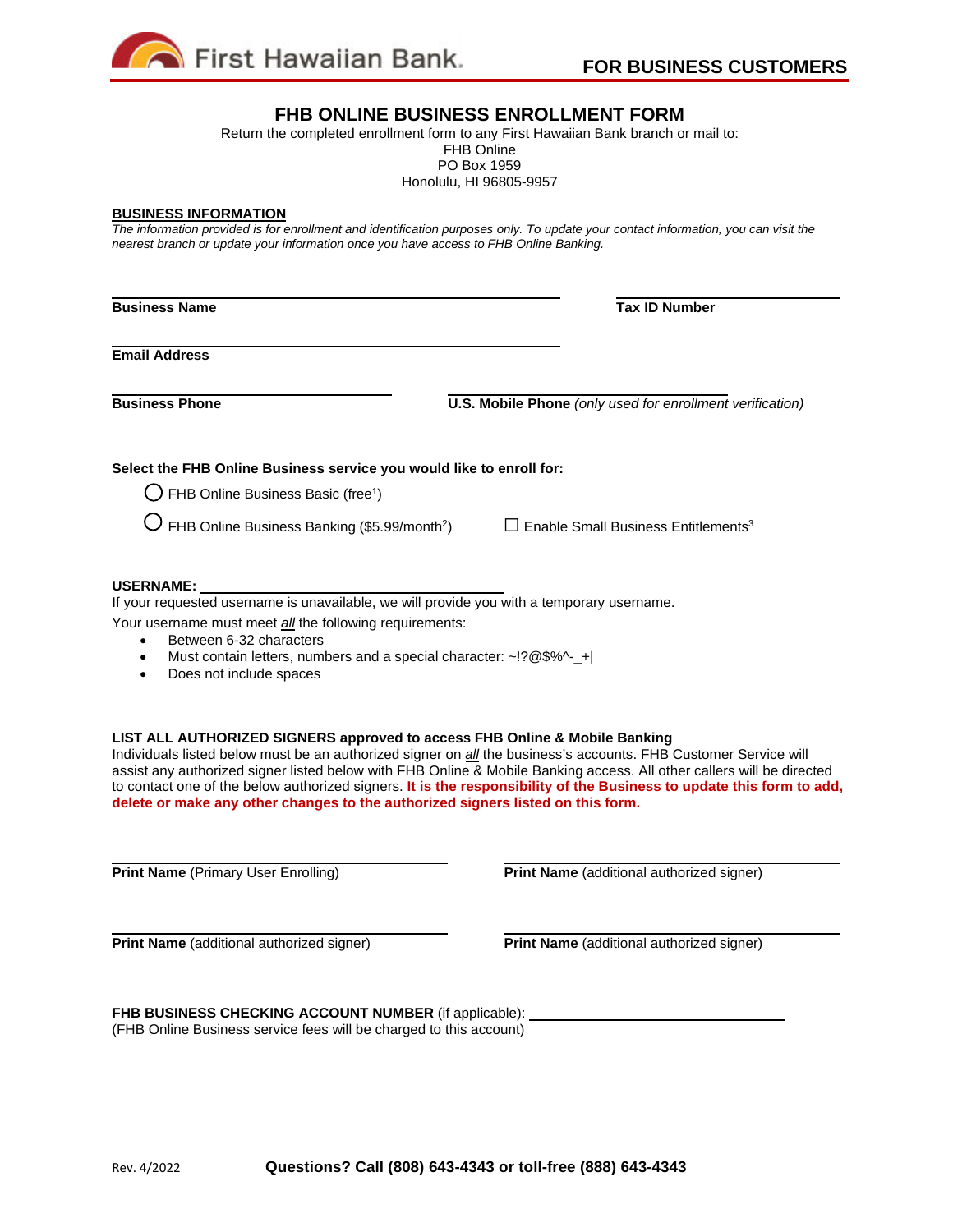First Hawaiian Bank.

**FOR BUSINESS CUSTOMERS**

# FHB ONLINE BUSINESS ENROLLMENT FORM

Return the completed enrollment form to any First Hawaiian Bank branch or mail to:
FHB Online
PO Box 1959
Honolulu, HI 96805-9957

## BUSINESS INFORMATION

*The information provided is for enrollment and identification purposes only. To update your contact information, you can visit the nearest branch or update your information once you have access to FHB Online Banking.*

**Business Name** \_\_\_\_\_\_\_\_\_\_\_\_\_\_\_\_\_\_\_\_ **Tax ID Number** \_\_\_\_\_\_\_\_\_\_\_\_\_\_\_\_\_\_\_\_

**Email Address** \_\_\_\_\_\_\_\_\_\_\_\_\_\_\_\_\_\_\_\_

**Business Phone** \_\_\_\_\_\_\_\_\_\_\_\_\_\_\_\_\_\_\_\_ **U.S. Mobile Phone** *(only used for enrollment verification)* \_\_\_\_\_\_\_\_\_\_\_\_\_\_\_\_\_\_\_\_

**Select the FHB Online Business service you would like to enroll for:**

◯ FHB Online Business Basic (free[1])

◯ FHB Online Business Banking ($5.99/month[2]) ☐ Enable Small Business Entitlements[3]

**USERNAME:** \_\_\_\_\_\_\_\_\_\_\_\_\_\_\_\_\_\_\_\_

If your requested username is unavailable, we will provide you with a temporary username.

Your username must meet *all* the following requirements:

- Between 6-32 characters
- Must contain letters, numbers and a special character: ~!?@$%^-_+|
- Does not include spaces

**LIST ALL AUTHORIZED SIGNERS approved to access FHB Online & Mobile Banking**

Individuals listed below must be an authorized signer on *all* the business's accounts. FHB Customer Service will assist any authorized signer listed below with FHB Online & Mobile Banking access. All other callers will be directed to contact one of the below authorized signers. **It is the responsibility of the Business to update this form to add, delete or make any other changes to the authorized signers listed on this form.**

**Print Name** (Primary User Enrolling) \_\_\_\_\_\_\_\_\_\_\_\_\_\_\_\_\_\_\_\_ **Print Name** (additional authorized signer) \_\_\_\_\_\_\_\_\_\_\_\_\_\_\_\_\_\_\_\_

**Print Name** (additional authorized signer) \_\_\_\_\_\_\_\_\_\_\_\_\_\_\_\_\_\_\_\_ **Print Name** (additional authorized signer) \_\_\_\_\_\_\_\_\_\_\_\_\_\_\_\_\_\_\_\_

**FHB BUSINESS CHECKING ACCOUNT NUMBER** (if applicable): \_\_\_\_\_\_\_\_\_\_\_\_\_\_\_\_\_\_\_\_
(FHB Online Business service fees will be charged to this account)

Rev. 4/2022

**Questions? Call (808) 643-4343 or toll-free (888) 643-4343**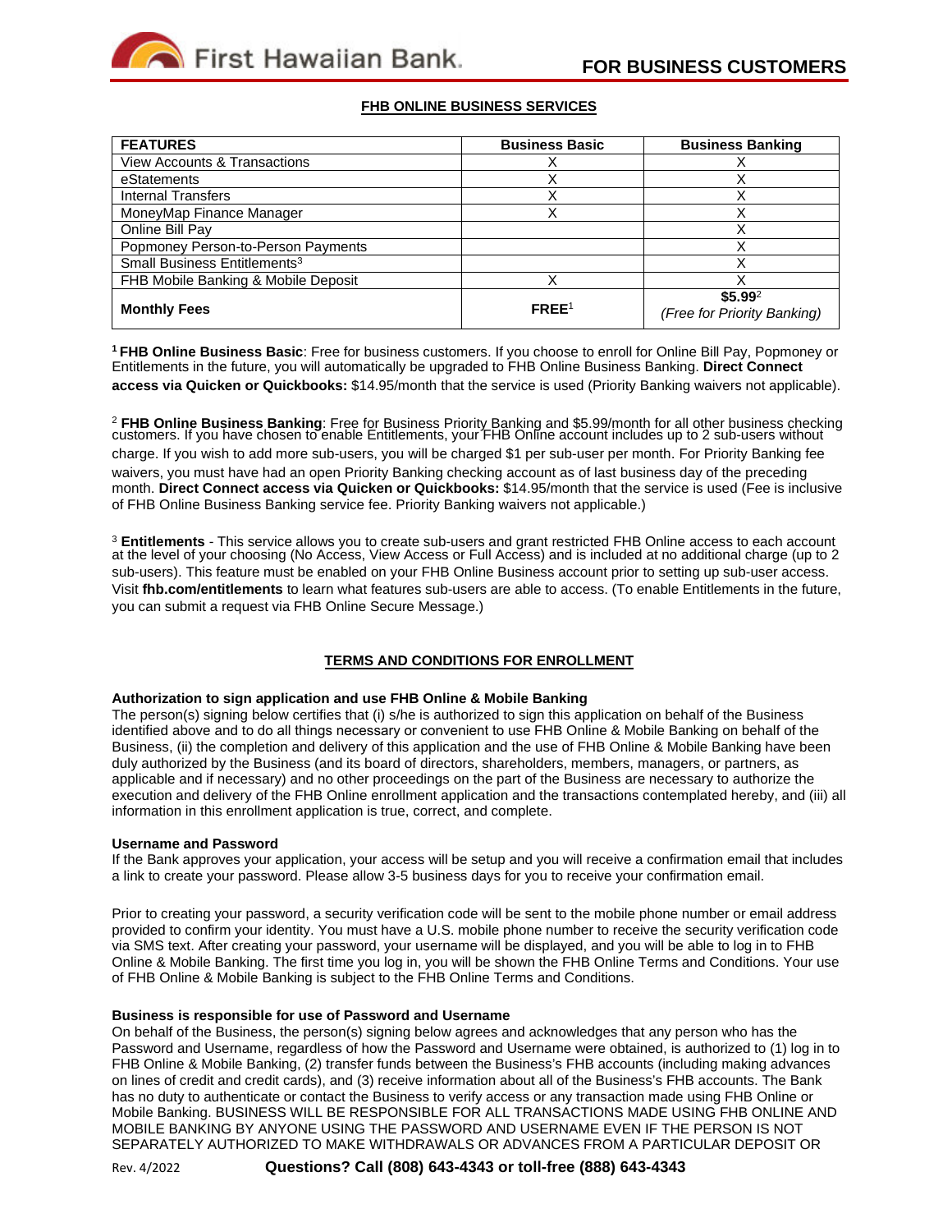**FOR BUSINESS CUSTOMERS**

## FHB ONLINE BUSINESS SERVICES

| FEATURES | Business Basic | Business Banking |
| --- | --- | --- |
| View Accounts & Transactions | X | X |
| eStatements | X | X |
| Internal Transfers | X | X |
| MoneyMap Finance Manager | X | X |
| Online Bill Pay | | X |
| Popmoney Person-to-Person Payments | | X |
| Small Business Entitlements[3] | | X |
| FHB Mobile Banking & Mobile Deposit | X | X |
| **Monthly Fees** | **FREE**[1] | **$5.99**[2] *(Free for Priority Banking)* |

[1] **FHB Online Business Basic**: Free for business customers. If you choose to enroll for Online Bill Pay, Popmoney or Entitlements in the future, you will automatically be upgraded to FHB Online Business Banking. **Direct Connect access via Quicken or Quickbooks:** $14.95/month that the service is used (Priority Banking waivers not applicable).

[2] **FHB Online Business Banking**: Free for Business Priority Banking and $5.99/month for all other business checking customers. If you have chosen to enable Entitlements, your FHB Online account includes up to 2 sub-users without charge. If you wish to add more sub-users, you will be charged $1 per sub-user per month. For Priority Banking fee waivers, you must have had an open Priority Banking checking account as of last business day of the preceding month. **Direct Connect access via Quicken or Quickbooks:** $14.95/month that the service is used (Fee is inclusive of FHB Online Business Banking service fee. Priority Banking waivers not applicable.)

[3] **Entitlements** - This service allows you to create sub-users and grant restricted FHB Online access to each account at the level of your choosing (No Access, View Access or Full Access) and is included at no additional charge (up to 2 sub-users). This feature must be enabled on your FHB Online Business account prior to setting up sub-user access. Visit **fhb.com/entitlements** to learn what features sub-users are able to access. (To enable Entitlements in the future, you can submit a request via FHB Online Secure Message.)

## TERMS AND CONDITIONS FOR ENROLLMENT

### Authorization to sign application and use FHB Online & Mobile Banking

The person(s) signing below certifies that (i) s/he is authorized to sign this application on behalf of the Business identified above and to do all things necessary or convenient to use FHB Online & Mobile Banking on behalf of the Business, (ii) the completion and delivery of this application and the use of FHB Online & Mobile Banking have been duly authorized by the Business (and its board of directors, shareholders, members, managers, or partners, as applicable and if necessary) and no other proceedings on the part of the Business are necessary to authorize the execution and delivery of the FHB Online enrollment application and the transactions contemplated hereby, and (iii) all information in this enrollment application is true, correct, and complete.

### Username and Password

If the Bank approves your application, your access will be setup and you will receive a confirmation email that includes a link to create your password. Please allow 3-5 business days for you to receive your confirmation email.

Prior to creating your password, a security verification code will be sent to the mobile phone number or email address provided to confirm your identity. You must have a U.S. mobile phone number to receive the security verification code via SMS text. After creating your password, your username will be displayed, and you will be able to log in to FHB Online & Mobile Banking. The first time you log in, you will be shown the FHB Online Terms and Conditions. Your use of FHB Online & Mobile Banking is subject to the FHB Online Terms and Conditions.

### Business is responsible for use of Password and Username

On behalf of the Business, the person(s) signing below agrees and acknowledges that any person who has the Password and Username, regardless of how the Password and Username were obtained, is authorized to (1) log in to FHB Online & Mobile Banking, (2) transfer funds between the Business's FHB accounts (including making advances on lines of credit and credit cards), and (3) receive information about all of the Business's FHB accounts. The Bank has no duty to authenticate or contact the Business to verify access or any transaction made using FHB Online or Mobile Banking. BUSINESS WILL BE RESPONSIBLE FOR ALL TRANSACTIONS MADE USING FHB ONLINE AND MOBILE BANKING BY ANYONE USING THE PASSWORD AND USERNAME EVEN IF THE PERSON IS NOT SEPARATELY AUTHORIZED TO MAKE WITHDRAWALS OR ADVANCES FROM A PARTICULAR DEPOSIT OR

Rev. 4/2022 **Questions? Call (808) 643-4343 or toll-free (888) 643-4343**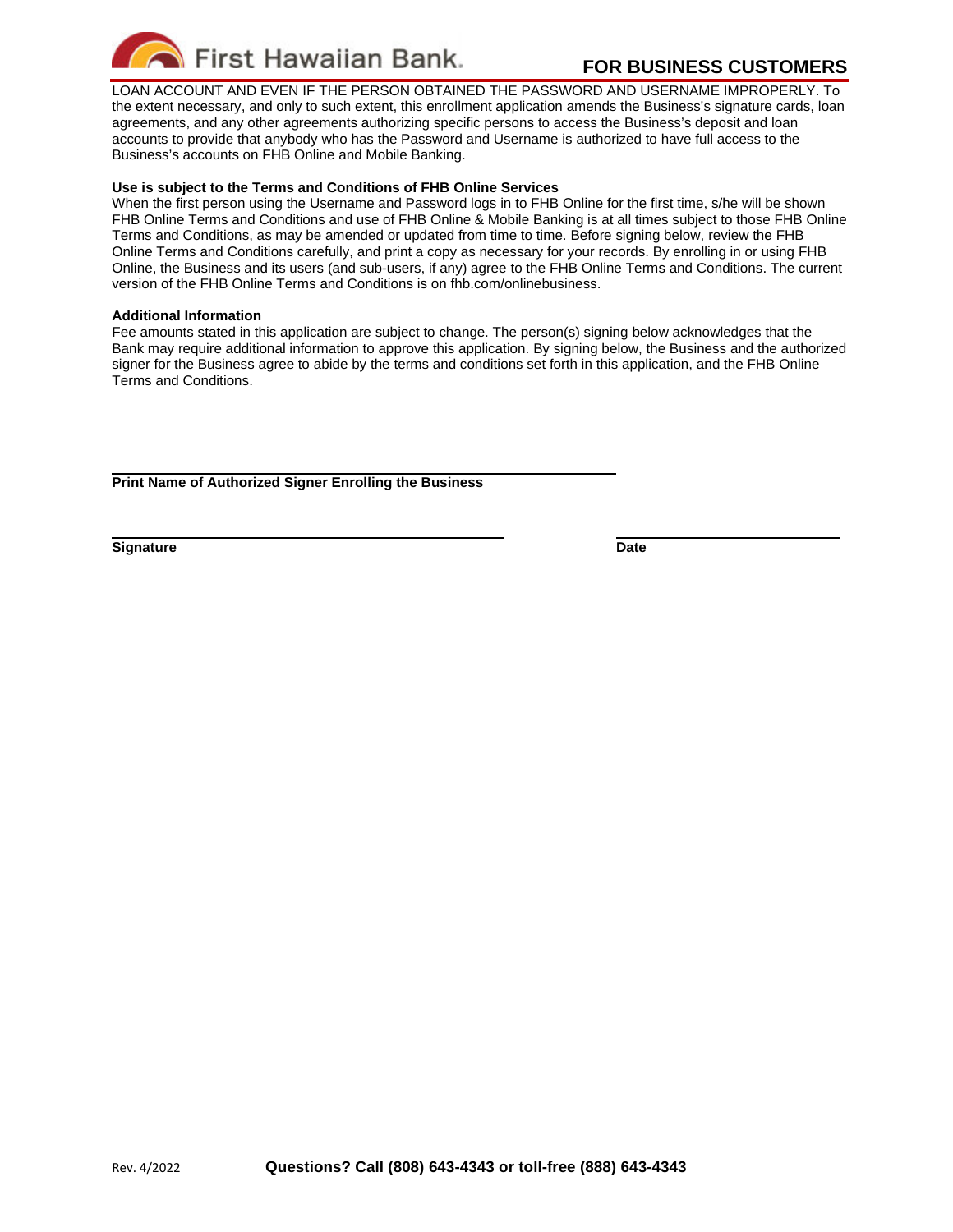LOAN ACCOUNT AND EVEN IF THE PERSON OBTAINED THE PASSWORD AND USERNAME IMPROPERLY. To the extent necessary, and only to such extent, this enrollment application amends the Business's signature cards, loan agreements, and any other agreements authorizing specific persons to access the Business's deposit and loan accounts to provide that anybody who has the Password and Username is authorized to have full access to the Business's accounts on FHB Online and Mobile Banking.

**Use is subject to the Terms and Conditions of FHB Online Services**

When the first person using the Username and Password logs in to FHB Online for the first time, s/he will be shown FHB Online Terms and Conditions and use of FHB Online & Mobile Banking is at all times subject to those FHB Online Terms and Conditions, as may be amended or updated from time to time. Before signing below, review the FHB Online Terms and Conditions carefully, and print a copy as necessary for your records. By enrolling in or using FHB Online, the Business and its users (and sub-users, if any) agree to the FHB Online Terms and Conditions. The current version of the FHB Online Terms and Conditions is on fhb.com/onlinebusiness.

**Additional Information**

Fee amounts stated in this application are subject to change. The person(s) signing below acknowledges that the Bank may require additional information to approve this application. By signing below, the Business and the authorized signer for the Business agree to abide by the terms and conditions set forth in this application, and the FHB Online Terms and Conditions.

\_\_\_\_\_\_\_\_\_\_\_\_\_\_\_\_\_\_\_\_\_\_\_\_\_\_\_\_\_\_\_\_\_\_\_\_\_\_\_\_\_\_\_\_

**Print Name of Authorized Signer Enrolling the Business**

\_\_\_\_\_\_\_\_\_\_\_\_\_\_\_\_\_\_\_\_\_\_\_\_\_\_\_\_\_\_\_\_\_\_\_\_ \_\_\_\_\_\_\_\_\_\_\_\_\_\_\_\_\_\_\_\_

**Signature** **Date**

Rev. 4/2022

**Questions? Call (808) 643-4343 or toll-free (888) 643-4343**